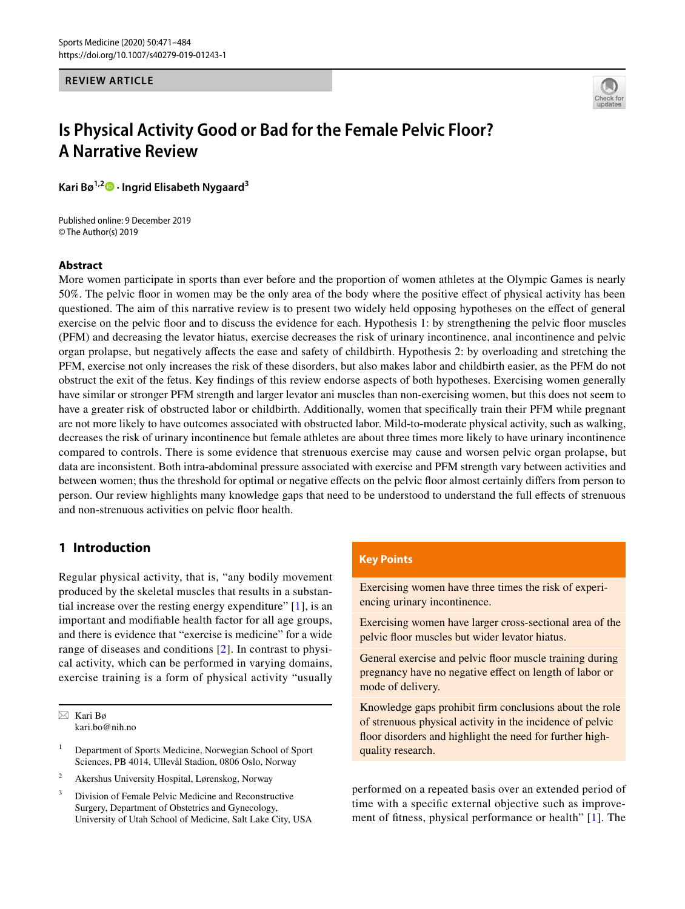REVIEW ARTICLE

# Is Physical Activity Good or Bad for the Female Pelvic Floor? A Narrative Review

**Kari Bø[1,2] · Ingrid Elisabeth Nygaard[3]**

Published online: 9 December 2019
© The Author(s) 2019

## Abstract

More women participate in sports than ever before and the proportion of women athletes at the Olympic Games is nearly 50%. The pelvic floor in women may be the only area of the body where the positive effect of physical activity has been questioned. The aim of this narrative review is to present two widely held opposing hypotheses on the effect of general exercise on the pelvic floor and to discuss the evidence for each. Hypothesis 1: by strengthening the pelvic floor muscles (PFM) and decreasing the levator hiatus, exercise decreases the risk of urinary incontinence, anal incontinence and pelvic organ prolapse, but negatively affects the ease and safety of childbirth. Hypothesis 2: by overloading and stretching the PFM, exercise not only increases the risk of these disorders, but also makes labor and childbirth easier, as the PFM do not obstruct the exit of the fetus. Key findings of this review endorse aspects of both hypotheses. Exercising women generally have similar or stronger PFM strength and larger levator ani muscles than non-exercising women, but this does not seem to have a greater risk of obstructed labor or childbirth. Additionally, women that specifically train their PFM while pregnant are not more likely to have outcomes associated with obstructed labor. Mild-to-moderate physical activity, such as walking, decreases the risk of urinary incontinence but female athletes are about three times more likely to have urinary incontinence compared to controls. There is some evidence that strenuous exercise may cause and worsen pelvic organ prolapse, but data are inconsistent. Both intra-abdominal pressure associated with exercise and PFM strength vary between activities and between women; thus the threshold for optimal or negative effects on the pelvic floor almost certainly differs from person to person. Our review highlights many knowledge gaps that need to be understood to understand the full effects of strenuous and non-strenuous activities on pelvic floor health.

## Key Points

- Exercising women have three times the risk of experiencing urinary incontinence.
- Exercising women have larger cross-sectional area of the pelvic floor muscles but wider levator hiatus.
- General exercise and pelvic floor muscle training during pregnancy have no negative effect on length of labor or mode of delivery.
- Knowledge gaps prohibit firm conclusions about the role of strenuous physical activity in the incidence of pelvic floor disorders and highlight the need for further high-quality research.

## 1 Introduction

Regular physical activity, that is, "any bodily movement produced by the skeletal muscles that results in a substantial increase over the resting energy expenditure" [1], is an important and modifiable health factor for all age groups, and there is evidence that "exercise is medicine" for a wide range of diseases and conditions [2]. In contrast to physical activity, which can be performed in varying domains, exercise training is a form of physical activity "usually performed on a repeated basis over an extended period of time with a specific external objective such as improvement of fitness, physical performance or health" [1]. The

✉ Kari Bø
kari.bo@nih.no

1 Department of Sports Medicine, Norwegian School of Sport Sciences, PB 4014, Ullevål Stadion, 0806 Oslo, Norway

2 Akershus University Hospital, Lørenskog, Norway

3 Division of Female Pelvic Medicine and Reconstructive Surgery, Department of Obstetrics and Gynecology, University of Utah School of Medicine, Salt Lake City, USA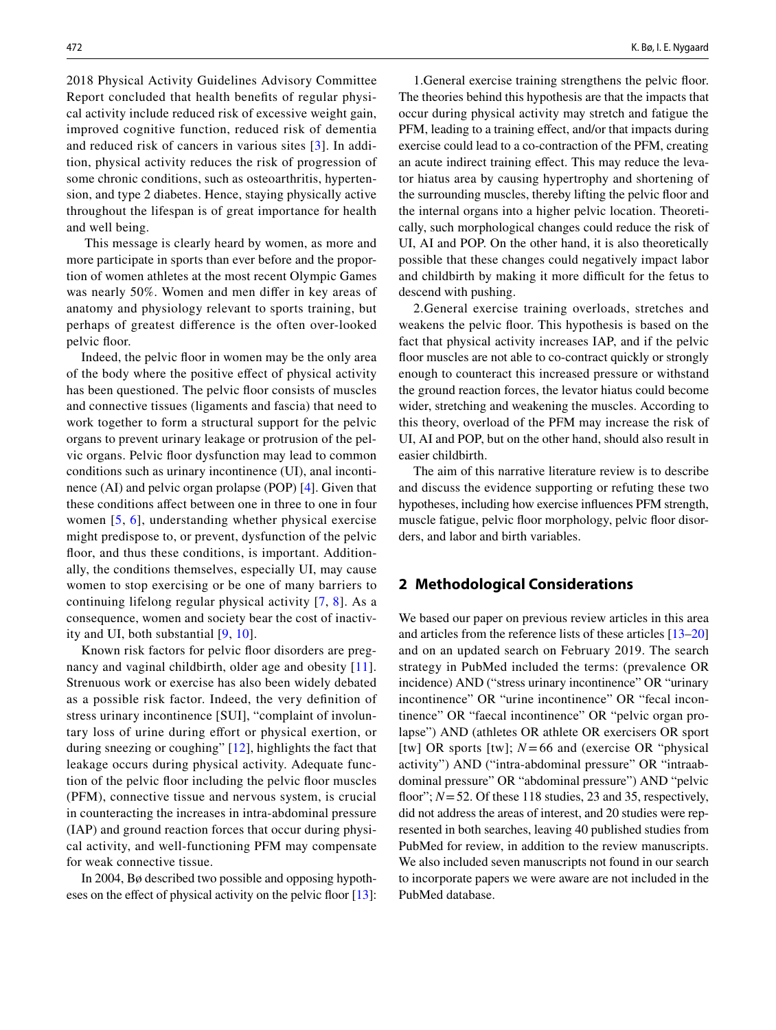2018 Physical Activity Guidelines Advisory Committee Report concluded that health benefits of regular physical activity include reduced risk of excessive weight gain, improved cognitive function, reduced risk of dementia and reduced risk of cancers in various sites [3]. In addition, physical activity reduces the risk of progression of some chronic conditions, such as osteoarthritis, hypertension, and type 2 diabetes. Hence, staying physically active throughout the lifespan is of great importance for health and well being.

This message is clearly heard by women, as more and more participate in sports than ever before and the proportion of women athletes at the most recent Olympic Games was nearly 50%. Women and men differ in key areas of anatomy and physiology relevant to sports training, but perhaps of greatest difference is the often over-looked pelvic floor.

Indeed, the pelvic floor in women may be the only area of the body where the positive effect of physical activity has been questioned. The pelvic floor consists of muscles and connective tissues (ligaments and fascia) that need to work together to form a structural support for the pelvic organs to prevent urinary leakage or protrusion of the pelvic organs. Pelvic floor dysfunction may lead to common conditions such as urinary incontinence (UI), anal incontinence (AI) and pelvic organ prolapse (POP) [4]. Given that these conditions affect between one in three to one in four women [5, 6], understanding whether physical exercise might predispose to, or prevent, dysfunction of the pelvic floor, and thus these conditions, is important. Additionally, the conditions themselves, especially UI, may cause women to stop exercising or be one of many barriers to continuing lifelong regular physical activity [7, 8]. As a consequence, women and society bear the cost of inactivity and UI, both substantial [9, 10].

Known risk factors for pelvic floor disorders are pregnancy and vaginal childbirth, older age and obesity [11]. Strenuous work or exercise has also been widely debated as a possible risk factor. Indeed, the very definition of stress urinary incontinence [SUI], "complaint of involuntary loss of urine during effort or physical exertion, or during sneezing or coughing" [12], highlights the fact that leakage occurs during physical activity. Adequate function of the pelvic floor including the pelvic floor muscles (PFM), connective tissue and nervous system, is crucial in counteracting the increases in intra-abdominal pressure (IAP) and ground reaction forces that occur during physical activity, and well-functioning PFM may compensate for weak connective tissue.

In 2004, Bø described two possible and opposing hypotheses on the effect of physical activity on the pelvic floor [13]:

1. General exercise training strengthens the pelvic floor. The theories behind this hypothesis are that the impacts that occur during physical activity may stretch and fatigue the PFM, leading to a training effect, and/or that impacts during exercise could lead to a co-contraction of the PFM, creating an acute indirect training effect. This may reduce the levator hiatus area by causing hypertrophy and shortening of the surrounding muscles, thereby lifting the pelvic floor and the internal organs into a higher pelvic location. Theoretically, such morphological changes could reduce the risk of UI, AI and POP. On the other hand, it is also theoretically possible that these changes could negatively impact labor and childbirth by making it more difficult for the fetus to descend with pushing.

2. General exercise training overloads, stretches and weakens the pelvic floor. This hypothesis is based on the fact that physical activity increases IAP, and if the pelvic floor muscles are not able to co-contract quickly or strongly enough to counteract this increased pressure or withstand the ground reaction forces, the levator hiatus could become wider, stretching and weakening the muscles. According to this theory, overload of the PFM may increase the risk of UI, AI and POP, but on the other hand, should also result in easier childbirth.

The aim of this narrative literature review is to describe and discuss the evidence supporting or refuting these two hypotheses, including how exercise influences PFM strength, muscle fatigue, pelvic floor morphology, pelvic floor disorders, and labor and birth variables.

## 2 Methodological Considerations

We based our paper on previous review articles in this area and articles from the reference lists of these articles [13–20] and on an updated search on February 2019. The search strategy in PubMed included the terms: (prevalence OR incidence) AND ("stress urinary incontinence" OR "urinary incontinence" OR "urine incontinence" OR "faecal incontinence" OR "pelvic organ prolapse") AND (athletes OR athlete OR exercisers OR sport [tw] OR sports [tw]; $N = 66$ and (exercise OR "physical activity") AND ("intra-abdominal pressure" OR "intraabdominal pressure" OR "abdominal pressure") AND "pelvic floor"; $N = 52$. Of these 118 studies, 23 and 35, respectively, did not address the areas of interest, and 20 studies were represented in both searches, leaving 40 published studies from PubMed for review, in addition to the review manuscripts. We also included seven manuscripts not found in our search to incorporate papers we were aware are not included in the PubMed database.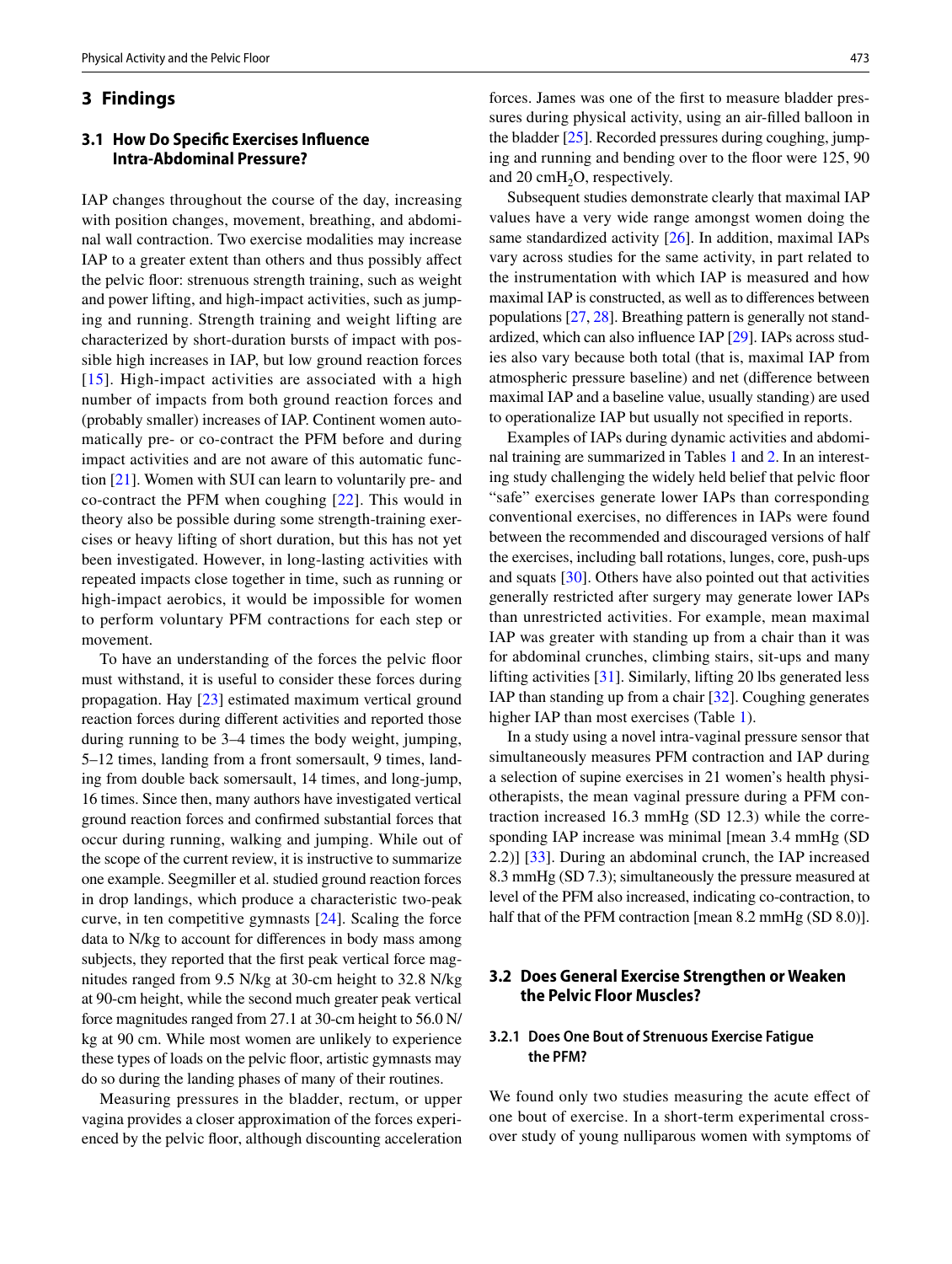## 3 Findings

### 3.1 How Do Specific Exercises Influence Intra-Abdominal Pressure?

IAP changes throughout the course of the day, increasing with position changes, movement, breathing, and abdominal wall contraction. Two exercise modalities may increase IAP to a greater extent than others and thus possibly affect the pelvic floor: strenuous strength training, such as weight and power lifting, and high-impact activities, such as jumping and running. Strength training and weight lifting are characterized by short-duration bursts of impact with possible high increases in IAP, but low ground reaction forces [15]. High-impact activities are associated with a high number of impacts from both ground reaction forces and (probably smaller) increases of IAP. Continent women automatically pre- or co-contract the PFM before and during impact activities and are not aware of this automatic function [21]. Women with SUI can learn to voluntarily pre- and co-contract the PFM when coughing [22]. This would in theory also be possible during some strength-training exercises or heavy lifting of short duration, but this has not yet been investigated. However, in long-lasting activities with repeated impacts close together in time, such as running or high-impact aerobics, it would be impossible for women to perform voluntary PFM contractions for each step or movement.

To have an understanding of the forces the pelvic floor must withstand, it is useful to consider these forces during propagation. Hay [23] estimated maximum vertical ground reaction forces during different activities and reported those during running to be 3–4 times the body weight, jumping, 5–12 times, landing from a front somersault, 9 times, landing from double back somersault, 14 times, and long-jump, 16 times. Since then, many authors have investigated vertical ground reaction forces and confirmed substantial forces that occur during running, walking and jumping. While out of the scope of the current review, it is instructive to summarize one example. Seegmiller et al. studied ground reaction forces in drop landings, which produce a characteristic two-peak curve, in ten competitive gymnasts [24]. Scaling the force data to N/kg to account for differences in body mass among subjects, they reported that the first peak vertical force magnitudes ranged from 9.5 N/kg at 30-cm height to 32.8 N/kg at 90-cm height, while the second much greater peak vertical force magnitudes ranged from 27.1 at 30-cm height to 56.0 N/kg at 90 cm. While most women are unlikely to experience these types of loads on the pelvic floor, artistic gymnasts may do so during the landing phases of many of their routines.

Measuring pressures in the bladder, rectum, or upper vagina provides a closer approximation of the forces experienced by the pelvic floor, although discounting acceleration forces. James was one of the first to measure bladder pressures during physical activity, using an air-filled balloon in the bladder [25]. Recorded pressures during coughing, jumping and running and bending over to the floor were 125, 90 and 20 cm$H_2O$, respectively.

Subsequent studies demonstrate clearly that maximal IAP values have a very wide range amongst women doing the same standardized activity [26]. In addition, maximal IAPs vary across studies for the same activity, in part related to the instrumentation with which IAP is measured and how maximal IAP is constructed, as well as to differences between populations [27, 28]. Breathing pattern is generally not standardized, which can also influence IAP [29]. IAPs across studies also vary because both total (that is, maximal IAP from atmospheric pressure baseline) and net (difference between maximal IAP and a baseline value, usually standing) are used to operationalize IAP but usually not specified in reports.

Examples of IAPs during dynamic activities and abdominal training are summarized in Tables 1 and 2. In an interesting study challenging the widely held belief that pelvic floor "safe" exercises generate lower IAPs than corresponding conventional exercises, no differences in IAPs were found between the recommended and discouraged versions of half the exercises, including ball rotations, lunges, core, push-ups and squats [30]. Others have also pointed out that activities generally restricted after surgery may generate lower IAPs than unrestricted activities. For example, mean maximal IAP was greater with standing up from a chair than it was for abdominal crunches, climbing stairs, sit-ups and many lifting activities [31]. Similarly, lifting 20 lbs generated less IAP than standing up from a chair [32]. Coughing generates higher IAP than most exercises (Table 1).

In a study using a novel intra-vaginal pressure sensor that simultaneously measures PFM contraction and IAP during a selection of supine exercises in 21 women's health physiotherapists, the mean vaginal pressure during a PFM contraction increased 16.3 mmHg (SD 12.3) while the corresponding IAP increase was minimal [mean 3.4 mmHg (SD 2.2)] [33]. During an abdominal crunch, the IAP increased 8.3 mmHg (SD 7.3); simultaneously the pressure measured at level of the PFM also increased, indicating co-contraction, to half that of the PFM contraction [mean 8.2 mmHg (SD 8.0)].

### 3.2 Does General Exercise Strengthen or Weaken the Pelvic Floor Muscles?

#### 3.2.1 Does One Bout of Strenuous Exercise Fatigue the PFM?

We found only two studies measuring the acute effect of one bout of exercise. In a short-term experimental cross-over study of young nulliparous women with symptoms of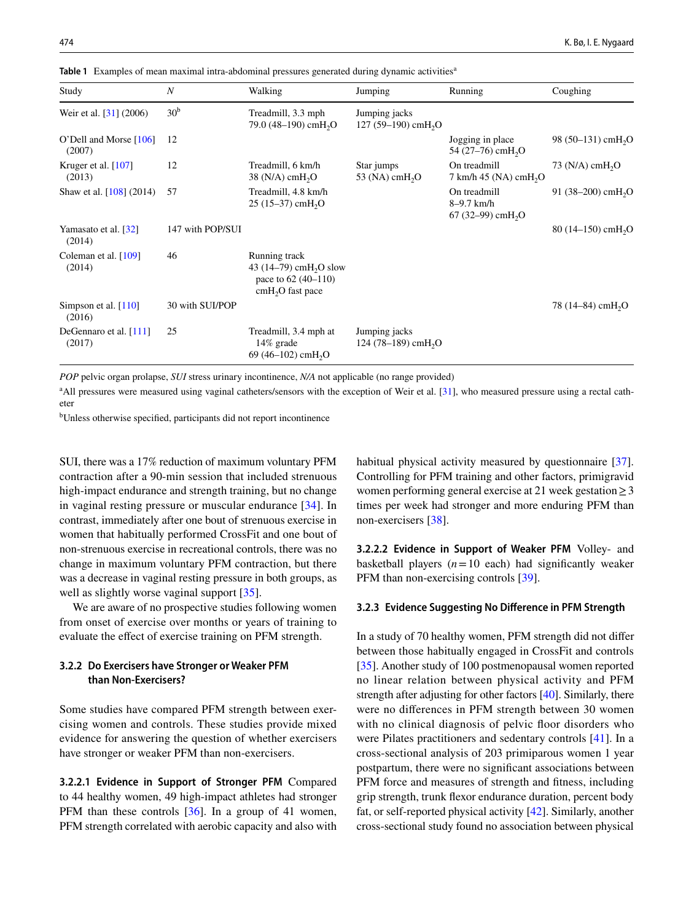**Table 1** Examples of mean maximal intra-abdominal pressures generated during dynamic activities[a]

| Study | $N$ | Walking | Jumping | Running | Coughing |
|---|---|---|---|---|---|
| Weir et al. [31] (2006) | 30[b] | Treadmill, 3.3 mph 79.0 (48–190) $cmH_2O$ | Jumping jacks 127 (59–190) $cmH_2O$ | | |
| O'Dell and Morse [106] (2007) | 12 | | | Jogging in place 54 (27–76) $cmH_2O$ | 98 (50–131) $cmH_2O$ |
| Kruger et al. [107] (2013) | 12 | Treadmill, 6 km/h 38 (N/A) $cmH_2O$ | Star jumps 53 (NA) $cmH_2O$ | On treadmill 7 km/h 45 (NA) $cmH_2O$ | 73 (N/A) $cmH_2O$ |
| Shaw et al. [108] (2014) | 57 | Treadmill, 4.8 km/h 25 (15–37) $cmH_2O$ | | On treadmill 8–9.7 km/h 67 (32–99) $cmH_2O$ | 91 (38–200) $cmH_2O$ |
| Yamasato et al. [32] (2014) | 147 with POP/SUI | | | | 80 (14–150) $cmH_2O$ |
| Coleman et al. [109] (2014) | 46 | Running track 43 (14–79) $cmH_2O$ slow pace to 62 (40–110) $cmH_2O$ fast pace | | | |
| Simpson et al. [110] (2016) | 30 with SUI/POP | | | | 78 (14–84) $cmH_2O$ |
| DeGennaro et al. [111] (2017) | 25 | Treadmill, 3.4 mph at 14% grade 69 (46–102) $cmH_2O$ | Jumping jacks 124 (78–189) $cmH_2O$ | | |

*POP* pelvic organ prolapse, *SUI* stress urinary incontinence, *N/A* not applicable (no range provided)

[a]All pressures were measured using vaginal catheters/sensors with the exception of Weir et al. [31], who measured pressure using a rectal catheter

[b]Unless otherwise specified, participants did not report incontinence

SUI, there was a 17% reduction of maximum voluntary PFM contraction after a 90-min session that included strenuous high-impact endurance and strength training, but no change in vaginal resting pressure or muscular endurance [34]. In contrast, immediately after one bout of strenuous exercise in women that habitually performed CrossFit and one bout of non-strenuous exercise in recreational controls, there was no change in maximum voluntary PFM contraction, but there was a decrease in vaginal resting pressure in both groups, as well as slightly worse vaginal support [35].

We are aware of no prospective studies following women from onset of exercise over months or years of training to evaluate the effect of exercise training on PFM strength.

### 3.2.2 Do Exercisers have Stronger or Weaker PFM than Non-Exercisers?

Some studies have compared PFM strength between exercising women and controls. These studies provide mixed evidence for answering the question of whether exercisers have stronger or weaker PFM than non-exercisers.

**3.2.2.1 Evidence in Support of Stronger PFM** Compared to 44 healthy women, 49 high-impact athletes had stronger PFM than these controls [36]. In a group of 41 women, PFM strength correlated with aerobic capacity and also with habitual physical activity measured by questionnaire [37]. Controlling for PFM training and other factors, primigravid women performing general exercise at 21 week gestation ≥ 3 times per week had stronger and more enduring PFM than non-exercisers [38].

**3.2.2.2 Evidence in Support of Weaker PFM** Volley- and basketball players ($n = 10$ each) had significantly weaker PFM than non-exercising controls [39].

### 3.2.3 Evidence Suggesting No Difference in PFM Strength

In a study of 70 healthy women, PFM strength did not differ between those habitually engaged in CrossFit and controls [35]. Another study of 100 postmenopausal women reported no linear relation between physical activity and PFM strength after adjusting for other factors [40]. Similarly, there were no differences in PFM strength between 30 women with no clinical diagnosis of pelvic floor disorders who were Pilates practitioners and sedentary controls [41]. In a cross-sectional analysis of 203 primiparous women 1 year postpartum, there were no significant associations between PFM force and measures of strength and fitness, including grip strength, trunk flexor endurance duration, percent body fat, or self-reported physical activity [42]. Similarly, another cross-sectional study found no association between physical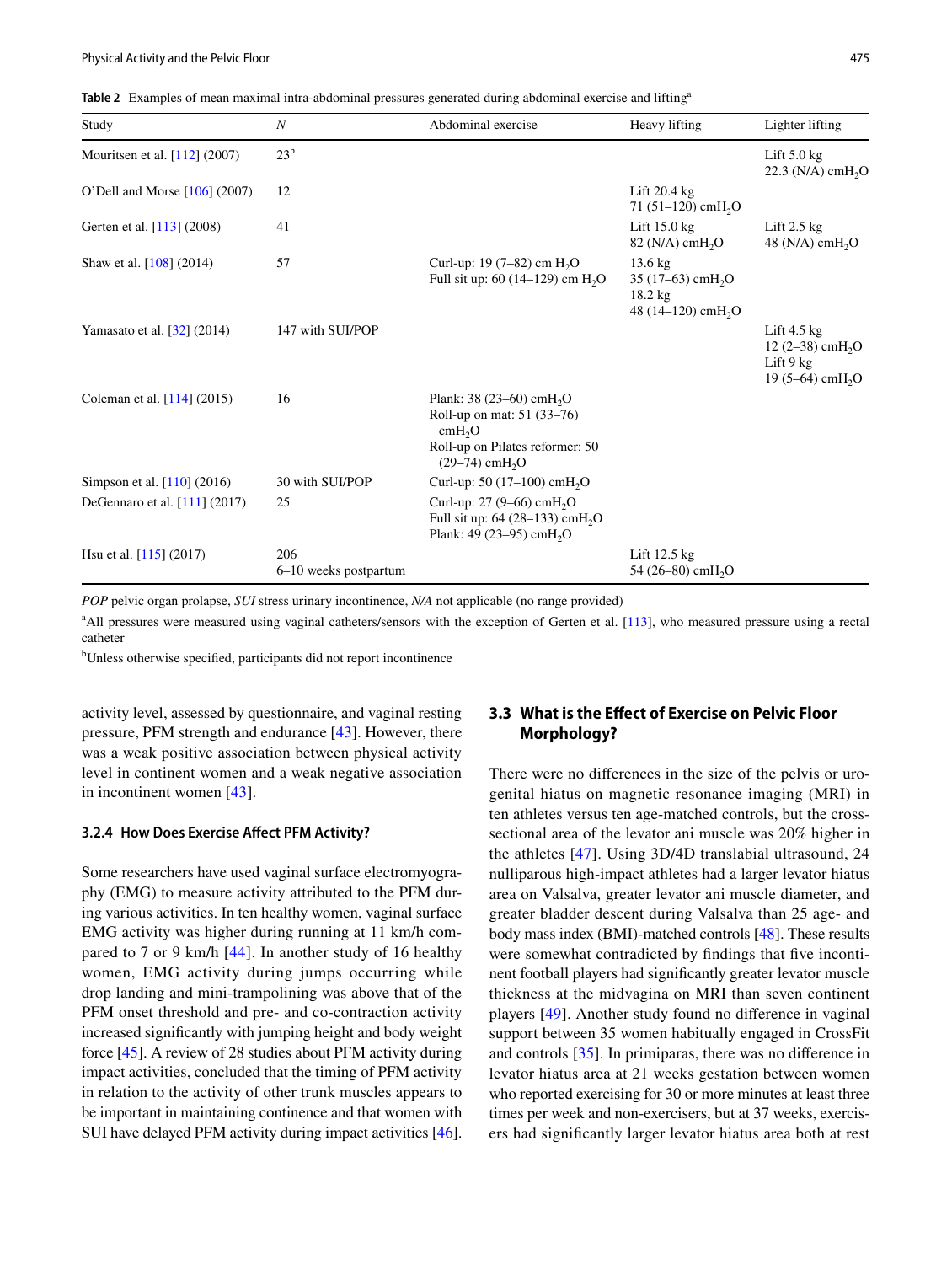**Table 2** Examples of mean maximal intra-abdominal pressures generated during abdominal exercise and lifting[a]

| Study | N | Abdominal exercise | Heavy lifting | Lighter lifting |
|---|---|---|---|---|
| Mouritsen et al. [112] (2007) | 23[b] | | | Lift 5.0 kg 22.3 (N/A) $cmH_2O$ |
| O'Dell and Morse [106] (2007) | 12 | | Lift 20.4 kg 71 (51–120) $cmH_2O$ | |
| Gerten et al. [113] (2008) | 41 | | Lift 15.0 kg 82 (N/A) $cmH_2O$ | Lift 2.5 kg 48 (N/A) $cmH_2O$ |
| Shaw et al. [108] (2014) | 57 | Curl-up: 19 (7–82) cm $H_2O$ Full sit up: 60 (14–129) cm $H_2O$ | 13.6 kg 35 (17–63) $cmH_2O$ 18.2 kg 48 (14–120) $cmH_2O$ | |
| Yamasato et al. [32] (2014) | 147 with SUI/POP | | | Lift 4.5 kg 12 (2–38) $cmH_2O$ Lift 9 kg 19 (5–64) $cmH_2O$ |
| Coleman et al. [114] (2015) | 16 | Plank: 38 (23–60) $cmH_2O$ Roll-up on mat: 51 (33–76) $cmH_2O$ Roll-up on Pilates reformer: 50 (29–74) $cmH_2O$ | | |
| Simpson et al. [110] (2016) | 30 with SUI/POP | Curl-up: 50 (17–100) $cmH_2O$ | | |
| DeGennaro et al. [111] (2017) | 25 | Curl-up: 27 (9–66) $cmH_2O$ Full sit up: 64 (28–133) $cmH_2O$ Plank: 49 (23–95) $cmH_2O$ | | |
| Hsu et al. [115] (2017) | 206 6–10 weeks postpartum | | Lift 12.5 kg 54 (26–80) $cmH_2O$ | |

*POP* pelvic organ prolapse, *SUI* stress urinary incontinence, *N/A* not applicable (no range provided)

[a]All pressures were measured using vaginal catheters/sensors with the exception of Gerten et al. [113], who measured pressure using a rectal catheter

[b]Unless otherwise specified, participants did not report incontinence

activity level, assessed by questionnaire, and vaginal resting pressure, PFM strength and endurance [43]. However, there was a weak positive association between physical activity level in continent women and a weak negative association in incontinent women [43].

#### 3.2.4 How Does Exercise Affect PFM Activity?

Some researchers have used vaginal surface electromyography (EMG) to measure activity attributed to the PFM during various activities. In ten healthy women, vaginal surface EMG activity was higher during running at 11 km/h compared to 7 or 9 km/h [44]. In another study of 16 healthy women, EMG activity during jumps occurring while drop landing and mini-trampolining was above that of the PFM onset threshold and pre- and co-contraction activity increased significantly with jumping height and body weight force [45]. A review of 28 studies about PFM activity during impact activities, concluded that the timing of PFM activity in relation to the activity of other trunk muscles appears to be important in maintaining continence and that women with SUI have delayed PFM activity during impact activities [46].

### 3.3 What is the Effect of Exercise on Pelvic Floor Morphology?

There were no differences in the size of the pelvis or urogenital hiatus on magnetic resonance imaging (MRI) in ten athletes versus ten age-matched controls, but the cross-sectional area of the levator ani muscle was 20% higher in the athletes [47]. Using 3D/4D translabial ultrasound, 24 nulliparous high-impact athletes had a larger levator hiatus area on Valsalva, greater levator ani muscle diameter, and greater bladder descent during Valsalva than 25 age- and body mass index (BMI)-matched controls [48]. These results were somewhat contradicted by findings that five incontinent football players had significantly greater levator muscle thickness at the midvagina on MRI than seven continent players [49]. Another study found no difference in vaginal support between 35 women habitually engaged in CrossFit and controls [35]. In primiparas, there was no difference in levator hiatus area at 21 weeks gestation between women who reported exercising for 30 or more minutes at least three times per week and non-exercisers, but at 37 weeks, exercisers had significantly larger levator hiatus area both at rest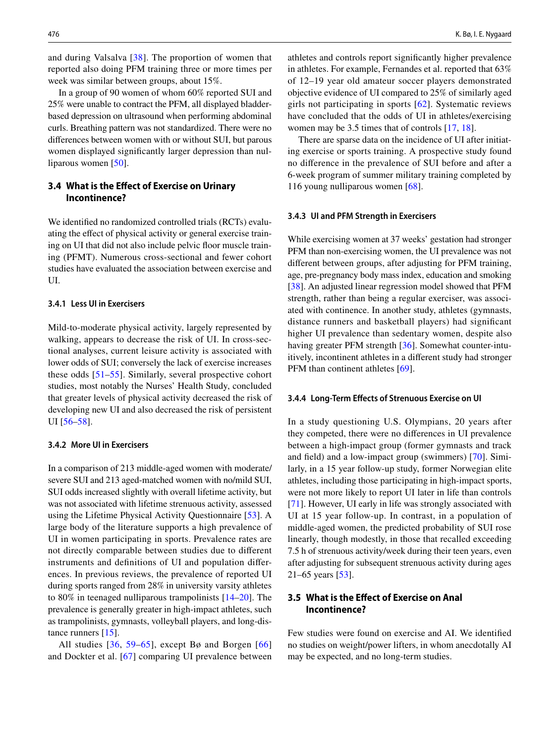and during Valsalva [38]. The proportion of women that reported also doing PFM training three or more times per week was similar between groups, about 15%.

In a group of 90 women of whom 60% reported SUI and 25% were unable to contract the PFM, all displayed bladder-based depression on ultrasound when performing abdominal curls. Breathing pattern was not standardized. There were no differences between women with or without SUI, but parous women displayed significantly larger depression than nulliparous women [50].

## 3.4 What is the Effect of Exercise on Urinary Incontinence?

We identified no randomized controlled trials (RCTs) evaluating the effect of physical activity or general exercise training on UI that did not also include pelvic floor muscle training (PFMT). Numerous cross-sectional and fewer cohort studies have evaluated the association between exercise and UI.

### 3.4.1 Less UI in Exercisers

Mild-to-moderate physical activity, largely represented by walking, appears to decrease the risk of UI. In cross-sectional analyses, current leisure activity is associated with lower odds of SUI; conversely the lack of exercise increases these odds [51–55]. Similarly, several prospective cohort studies, most notably the Nurses' Health Study, concluded that greater levels of physical activity decreased the risk of developing new UI and also decreased the risk of persistent UI [56–58].

### 3.4.2 More UI in Exercisers

In a comparison of 213 middle-aged women with moderate/severe SUI and 213 aged-matched women with no/mild SUI, SUI odds increased slightly with overall lifetime activity, but was not associated with lifetime strenuous activity, assessed using the Lifetime Physical Activity Questionnaire [53]. A large body of the literature supports a high prevalence of UI in women participating in sports. Prevalence rates are not directly comparable between studies due to different instruments and definitions of UI and population differences. In previous reviews, the prevalence of reported UI during sports ranged from 28% in university varsity athletes to 80% in teenaged nulliparous trampolinists [14–20]. The prevalence is generally greater in high-impact athletes, such as trampolinists, gymnasts, volleyball players, and long-distance runners [15].

All studies [36, 59–65], except Bø and Borgen [66] and Dockter et al. [67] comparing UI prevalence between athletes and controls report significantly higher prevalence in athletes. For example, Fernandes et al. reported that 63% of 12–19 year old amateur soccer players demonstrated objective evidence of UI compared to 25% of similarly aged girls not participating in sports [62]. Systematic reviews have concluded that the odds of UI in athletes/exercising women may be 3.5 times that of controls [17, 18].

There are sparse data on the incidence of UI after initiating exercise or sports training. A prospective study found no difference in the prevalence of SUI before and after a 6-week program of summer military training completed by 116 young nulliparous women [68].

### 3.4.3 UI and PFM Strength in Exercisers

While exercising women at 37 weeks' gestation had stronger PFM than non-exercising women, the UI prevalence was not different between groups, after adjusting for PFM training, age, pre-pregnancy body mass index, education and smoking [38]. An adjusted linear regression model showed that PFM strength, rather than being a regular exerciser, was associated with continence. In another study, athletes (gymnasts, distance runners and basketball players) had significant higher UI prevalence than sedentary women, despite also having greater PFM strength [36]. Somewhat counter-intuitively, incontinent athletes in a different study had stronger PFM than continent athletes [69].

### 3.4.4 Long-Term Effects of Strenuous Exercise on UI

In a study questioning U.S. Olympians, 20 years after they competed, there were no differences in UI prevalence between a high-impact group (former gymnasts and track and field) and a low-impact group (swimmers) [70]. Similarly, in a 15 year follow-up study, former Norwegian elite athletes, including those participating in high-impact sports, were not more likely to report UI later in life than controls [71]. However, UI early in life was strongly associated with UI at 15 year follow-up. In contrast, in a population of middle-aged women, the predicted probability of SUI rose linearly, though modestly, in those that recalled exceeding 7.5 h of strenuous activity/week during their teen years, even after adjusting for subsequent strenuous activity during ages 21–65 years [53].

## 3.5 What is the Effect of Exercise on Anal Incontinence?

Few studies were found on exercise and AI. We identified no studies on weight/power lifters, in whom anecdotally AI may be expected, and no long-term studies.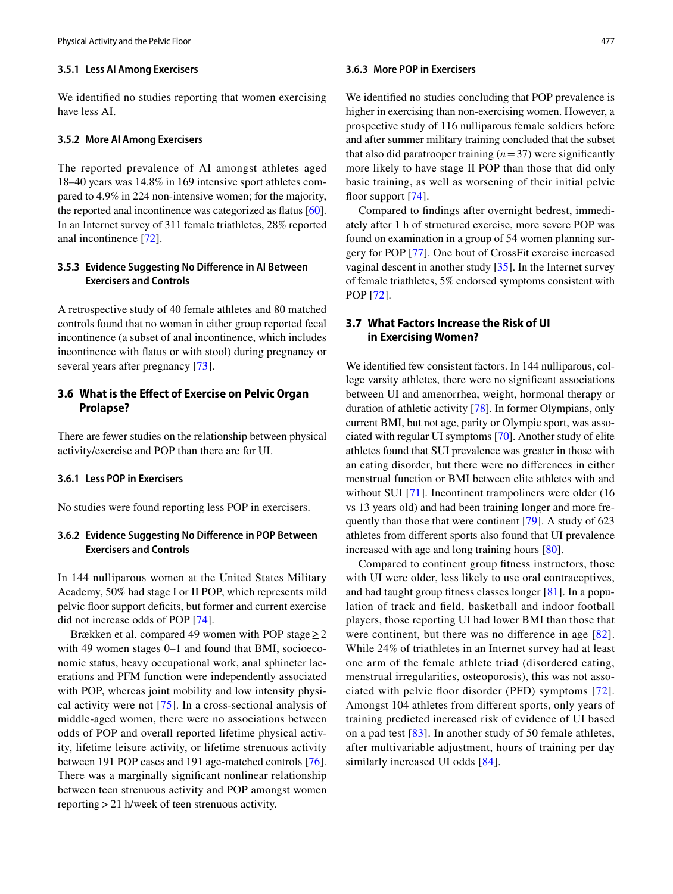#### 3.5.1 Less AI Among Exercisers

We identified no studies reporting that women exercising have less AI.

#### 3.5.2 More AI Among Exercisers

The reported prevalence of AI amongst athletes aged 18–40 years was 14.8% in 169 intensive sport athletes compared to 4.9% in 224 non-intensive women; for the majority, the reported anal incontinence was categorized as flatus [60]. In an Internet survey of 311 female triathletes, 28% reported anal incontinence [72].

#### 3.5.3 Evidence Suggesting No Difference in AI Between Exercisers and Controls

A retrospective study of 40 female athletes and 80 matched controls found that no woman in either group reported fecal incontinence (a subset of anal incontinence, which includes incontinence with flatus or with stool) during pregnancy or several years after pregnancy [73].

### 3.6 What is the Effect of Exercise on Pelvic Organ Prolapse?

There are fewer studies on the relationship between physical activity/exercise and POP than there are for UI.

#### 3.6.1 Less POP in Exercisers

No studies were found reporting less POP in exercisers.

#### 3.6.2 Evidence Suggesting No Difference in POP Between Exercisers and Controls

In 144 nulliparous women at the United States Military Academy, 50% had stage I or II POP, which represents mild pelvic floor support deficits, but former and current exercise did not increase odds of POP [74].

Brækken et al. compared 49 women with POP stage ≥ 2 with 49 women stages 0–1 and found that BMI, socioeconomic status, heavy occupational work, anal sphincter lacerations and PFM function were independently associated with POP, whereas joint mobility and low intensity physical activity were not [75]. In a cross-sectional analysis of middle-aged women, there were no associations between odds of POP and overall reported lifetime physical activity, lifetime leisure activity, or lifetime strenuous activity between 191 POP cases and 191 age-matched controls [76]. There was a marginally significant nonlinear relationship between teen strenuous activity and POP amongst women reporting > 21 h/week of teen strenuous activity.

#### 3.6.3 More POP in Exercisers

We identified no studies concluding that POP prevalence is higher in exercising than non-exercising women. However, a prospective study of 116 nulliparous female soldiers before and after summer military training concluded that the subset that also did paratrooper training ($n = 37$) were significantly more likely to have stage II POP than those that did only basic training, as well as worsening of their initial pelvic floor support [74].

Compared to findings after overnight bedrest, immediately after 1 h of structured exercise, more severe POP was found on examination in a group of 54 women planning surgery for POP [77]. One bout of CrossFit exercise increased vaginal descent in another study [35]. In the Internet survey of female triathletes, 5% endorsed symptoms consistent with POP [72].

### 3.7 What Factors Increase the Risk of UI in Exercising Women?

We identified few consistent factors. In 144 nulliparous, college varsity athletes, there were no significant associations between UI and amenorrhea, weight, hormonal therapy or duration of athletic activity [78]. In former Olympians, only current BMI, but not age, parity or Olympic sport, was associated with regular UI symptoms [70]. Another study of elite athletes found that SUI prevalence was greater in those with an eating disorder, but there were no differences in either menstrual function or BMI between elite athletes with and without SUI [71]. Incontinent trampoliners were older (16 vs 13 years old) and had been training longer and more frequently than those that were continent [79]. A study of 623 athletes from different sports also found that UI prevalence increased with age and long training hours [80].

Compared to continent group fitness instructors, those with UI were older, less likely to use oral contraceptives, and had taught group fitness classes longer [81]. In a population of track and field, basketball and indoor football players, those reporting UI had lower BMI than those that were continent, but there was no difference in age [82]. While 24% of triathletes in an Internet survey had at least one arm of the female athlete triad (disordered eating, menstrual irregularities, osteoporosis), this was not associated with pelvic floor disorder (PFD) symptoms [72]. Amongst 104 athletes from different sports, only years of training predicted increased risk of evidence of UI based on a pad test [83]. In another study of 50 female athletes, after multivariable adjustment, hours of training per day similarly increased UI odds [84].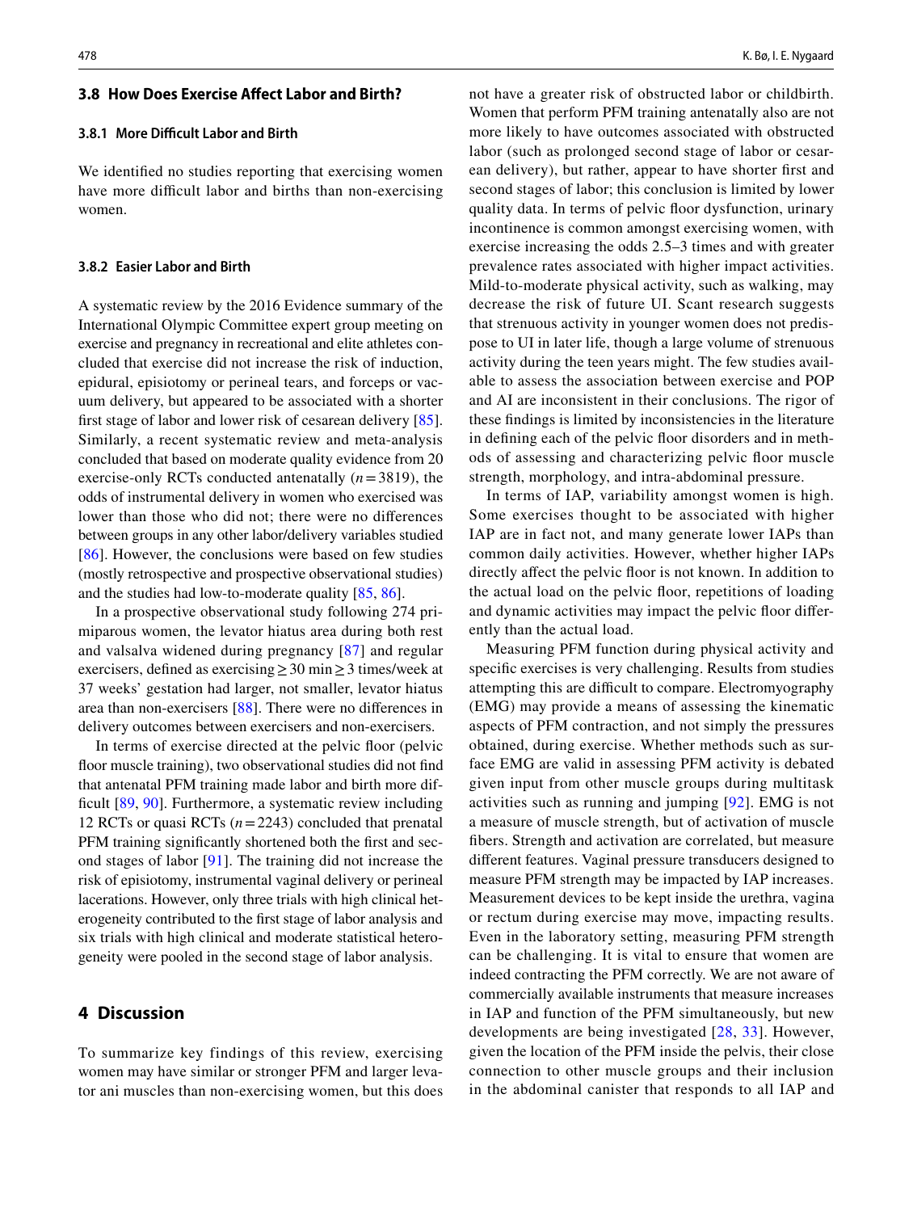### 3.8 How Does Exercise Affect Labor and Birth?

#### 3.8.1 More Difficult Labor and Birth

We identified no studies reporting that exercising women have more difficult labor and births than non-exercising women.

#### 3.8.2 Easier Labor and Birth

A systematic review by the 2016 Evidence summary of the International Olympic Committee expert group meeting on exercise and pregnancy in recreational and elite athletes concluded that exercise did not increase the risk of induction, epidural, episiotomy or perineal tears, and forceps or vacuum delivery, but appeared to be associated with a shorter first stage of labor and lower risk of cesarean delivery [85]. Similarly, a recent systematic review and meta-analysis concluded that based on moderate quality evidence from 20 exercise-only RCTs conducted antenatally ($n = 3819$), the odds of instrumental delivery in women who exercised was lower than those who did not; there were no differences between groups in any other labor/delivery variables studied [86]. However, the conclusions were based on few studies (mostly retrospective and prospective observational studies) and the studies had low-to-moderate quality [85, 86].

In a prospective observational study following 274 primiparous women, the levator hiatus area during both rest and valsalva widened during pregnancy [87] and regular exercisers, defined as exercising ≥ 30 min ≥ 3 times/week at 37 weeks' gestation had larger, not smaller, levator hiatus area than non-exercisers [88]. There were no differences in delivery outcomes between exercisers and non-exercisers.

In terms of exercise directed at the pelvic floor (pelvic floor muscle training), two observational studies did not find that antenatal PFM training made labor and birth more difficult [89, 90]. Furthermore, a systematic review including 12 RCTs or quasi RCTs ($n = 2243$) concluded that prenatal PFM training significantly shortened both the first and second stages of labor [91]. The training did not increase the risk of episiotomy, instrumental vaginal delivery or perineal lacerations. However, only three trials with high clinical heterogeneity contributed to the first stage of labor analysis and six trials with high clinical and moderate statistical heterogeneity were pooled in the second stage of labor analysis.

## 4 Discussion

To summarize key findings of this review, exercising women may have similar or stronger PFM and larger levator ani muscles than non-exercising women, but this does not have a greater risk of obstructed labor or childbirth. Women that perform PFM training antenatally also are not more likely to have outcomes associated with obstructed labor (such as prolonged second stage of labor or cesarean delivery), but rather, appear to have shorter first and second stages of labor; this conclusion is limited by lower quality data. In terms of pelvic floor dysfunction, urinary incontinence is common amongst exercising women, with exercise increasing the odds 2.5–3 times and with greater prevalence rates associated with higher impact activities. Mild-to-moderate physical activity, such as walking, may decrease the risk of future UI. Scant research suggests that strenuous activity in younger women does not predispose to UI in later life, though a large volume of strenuous activity during the teen years might. The few studies available to assess the association between exercise and POP and AI are inconsistent in their conclusions. The rigor of these findings is limited by inconsistencies in the literature in defining each of the pelvic floor disorders and in methods of assessing and characterizing pelvic floor muscle strength, morphology, and intra-abdominal pressure.

In terms of IAP, variability amongst women is high. Some exercises thought to be associated with higher IAP are in fact not, and many generate lower IAPs than common daily activities. However, whether higher IAPs directly affect the pelvic floor is not known. In addition to the actual load on the pelvic floor, repetitions of loading and dynamic activities may impact the pelvic floor differently than the actual load.

Measuring PFM function during physical activity and specific exercises is very challenging. Results from studies attempting this are difficult to compare. Electromyography (EMG) may provide a means of assessing the kinematic aspects of PFM contraction, and not simply the pressures obtained, during exercise. Whether methods such as surface EMG are valid in assessing PFM activity is debated given input from other muscle groups during multitask activities such as running and jumping [92]. EMG is not a measure of muscle strength, but of activation of muscle fibers. Strength and activation are correlated, but measure different features. Vaginal pressure transducers designed to measure PFM strength may be impacted by IAP increases. Measurement devices to be kept inside the urethra, vagina or rectum during exercise may move, impacting results. Even in the laboratory setting, measuring PFM strength can be challenging. It is vital to ensure that women are indeed contracting the PFM correctly. We are not aware of commercially available instruments that measure increases in IAP and function of the PFM simultaneously, but new developments are being investigated [28, 33]. However, given the location of the PFM inside the pelvis, their close connection to other muscle groups and their inclusion in the abdominal canister that responds to all IAP and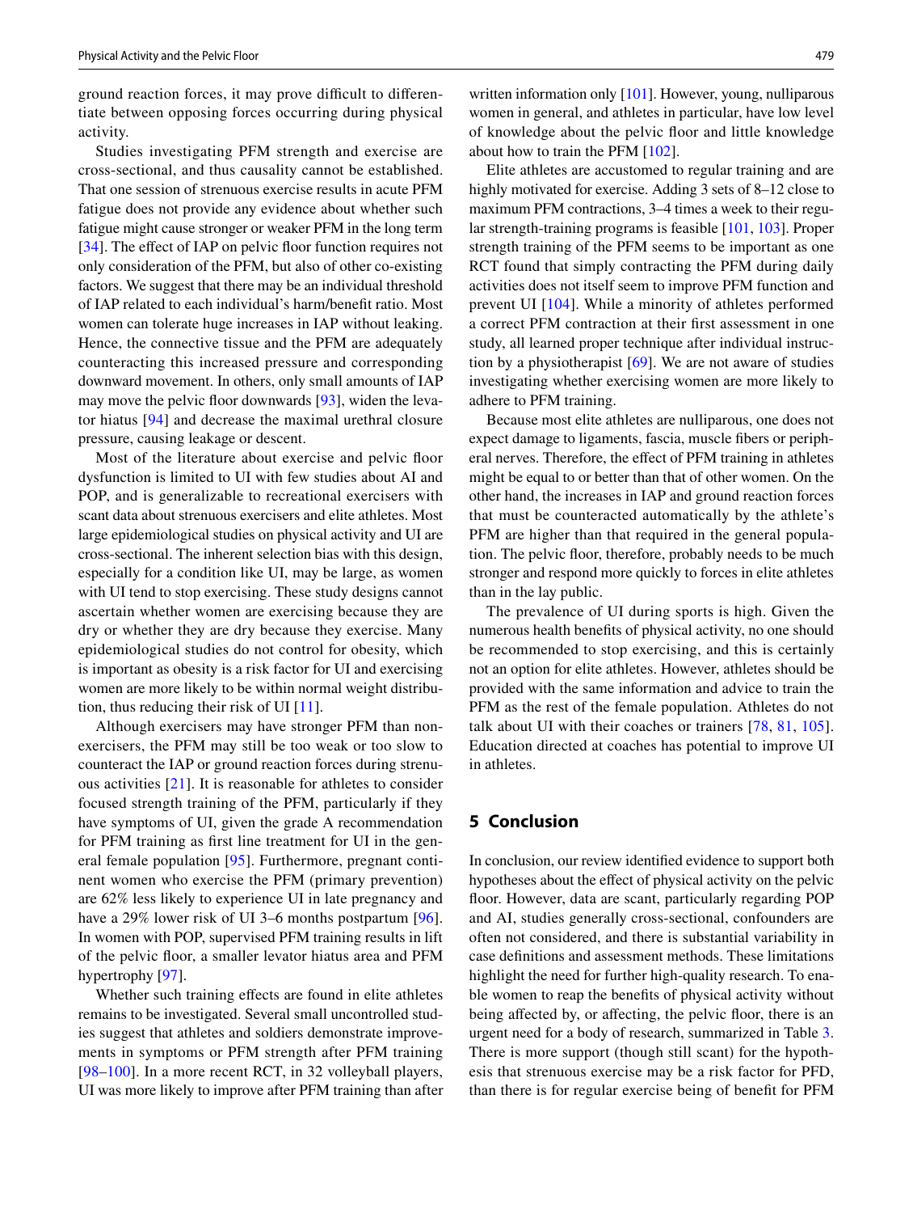ground reaction forces, it may prove difficult to differentiate between opposing forces occurring during physical activity.

Studies investigating PFM strength and exercise are cross-sectional, and thus causality cannot be established. That one session of strenuous exercise results in acute PFM fatigue does not provide any evidence about whether such fatigue might cause stronger or weaker PFM in the long term [34]. The effect of IAP on pelvic floor function requires not only consideration of the PFM, but also of other co-existing factors. We suggest that there may be an individual threshold of IAP related to each individual's harm/benefit ratio. Most women can tolerate huge increases in IAP without leaking. Hence, the connective tissue and the PFM are adequately counteracting this increased pressure and corresponding downward movement. In others, only small amounts of IAP may move the pelvic floor downwards [93], widen the levator hiatus [94] and decrease the maximal urethral closure pressure, causing leakage or descent.

Most of the literature about exercise and pelvic floor dysfunction is limited to UI with few studies about AI and POP, and is generalizable to recreational exercisers with scant data about strenuous exercisers and elite athletes. Most large epidemiological studies on physical activity and UI are cross-sectional. The inherent selection bias with this design, especially for a condition like UI, may be large, as women with UI tend to stop exercising. These study designs cannot ascertain whether women are exercising because they are dry or whether they are dry because they exercise. Many epidemiological studies do not control for obesity, which is important as obesity is a risk factor for UI and exercising women are more likely to be within normal weight distribution, thus reducing their risk of UI [11].

Although exercisers may have stronger PFM than non-exercisers, the PFM may still be too weak or too slow to counteract the IAP or ground reaction forces during strenuous activities [21]. It is reasonable for athletes to consider focused strength training of the PFM, particularly if they have symptoms of UI, given the grade A recommendation for PFM training as first line treatment for UI in the general female population [95]. Furthermore, pregnant continent women who exercise the PFM (primary prevention) are 62% less likely to experience UI in late pregnancy and have a 29% lower risk of UI 3–6 months postpartum [96]. In women with POP, supervised PFM training results in lift of the pelvic floor, a smaller levator hiatus area and PFM hypertrophy [97].

Whether such training effects are found in elite athletes remains to be investigated. Several small uncontrolled studies suggest that athletes and soldiers demonstrate improvements in symptoms or PFM strength after PFM training [98–100]. In a more recent RCT, in 32 volleyball players, UI was more likely to improve after PFM training than after written information only [101]. However, young, nulliparous women in general, and athletes in particular, have low level of knowledge about the pelvic floor and little knowledge about how to train the PFM [102].

Elite athletes are accustomed to regular training and are highly motivated for exercise. Adding 3 sets of 8–12 close to maximum PFM contractions, 3–4 times a week to their regular strength-training programs is feasible [101, 103]. Proper strength training of the PFM seems to be important as one RCT found that simply contracting the PFM during daily activities does not itself seem to improve PFM function and prevent UI [104]. While a minority of athletes performed a correct PFM contraction at their first assessment in one study, all learned proper technique after individual instruction by a physiotherapist [69]. We are not aware of studies investigating whether exercising women are more likely to adhere to PFM training.

Because most elite athletes are nulliparous, one does not expect damage to ligaments, fascia, muscle fibers or peripheral nerves. Therefore, the effect of PFM training in athletes might be equal to or better than that of other women. On the other hand, the increases in IAP and ground reaction forces that must be counteracted automatically by the athlete's PFM are higher than that required in the general population. The pelvic floor, therefore, probably needs to be much stronger and respond more quickly to forces in elite athletes than in the lay public.

The prevalence of UI during sports is high. Given the numerous health benefits of physical activity, no one should be recommended to stop exercising, and this is certainly not an option for elite athletes. However, athletes should be provided with the same information and advice to train the PFM as the rest of the female population. Athletes do not talk about UI with their coaches or trainers [78, 81, 105]. Education directed at coaches has potential to improve UI in athletes.

## 5 Conclusion

In conclusion, our review identified evidence to support both hypotheses about the effect of physical activity on the pelvic floor. However, data are scant, particularly regarding POP and AI, studies generally cross-sectional, confounders are often not considered, and there is substantial variability in case definitions and assessment methods. These limitations highlight the need for further high-quality research. To enable women to reap the benefits of physical activity without being affected by, or affecting, the pelvic floor, there is an urgent need for a body of research, summarized in Table 3. There is more support (though still scant) for the hypothesis that strenuous exercise may be a risk factor for PFD, than there is for regular exercise being of benefit for PFM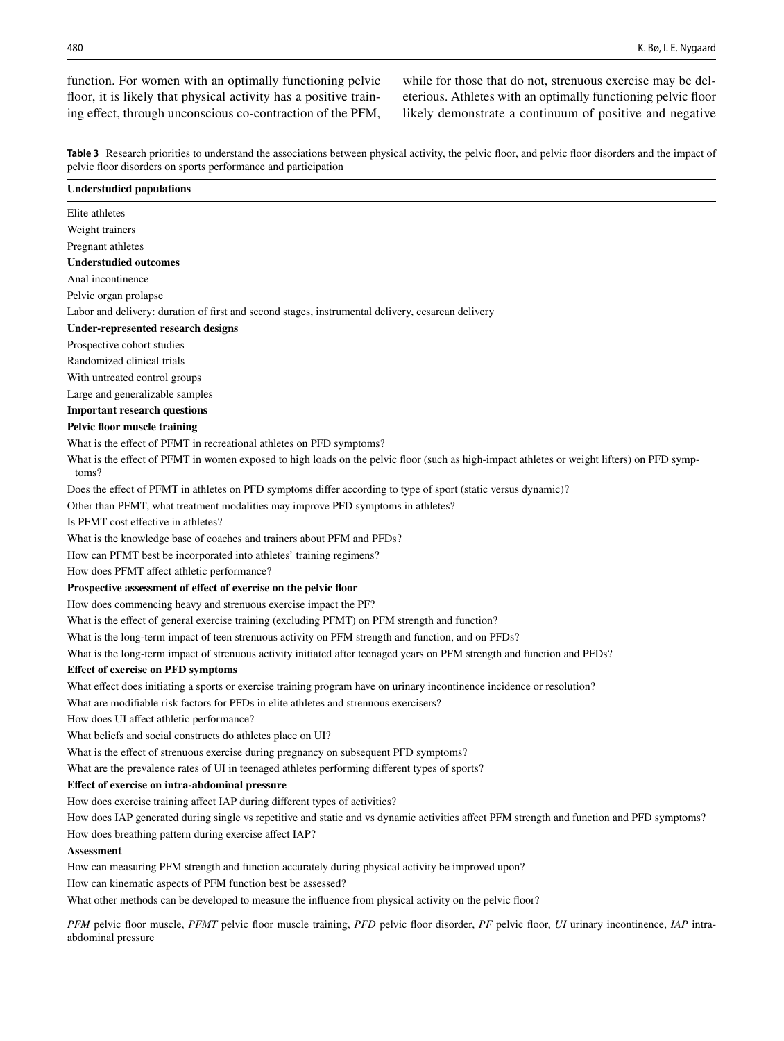function. For women with an optimally functioning pelvic floor, it is likely that physical activity has a positive training effect, through unconscious co-contraction of the PFM, while for those that do not, strenuous exercise may be deleterious. Athletes with an optimally functioning pelvic floor likely demonstrate a continuum of positive and negative

**Table 3** Research priorities to understand the associations between physical activity, the pelvic floor, and pelvic floor disorders and the impact of pelvic floor disorders on sports performance and participation

| **Understudied populations** |
|---|
| Elite athletes |
| Weight trainers |
| Pregnant athletes |
| **Understudied outcomes** |
| Anal incontinence |
| Pelvic organ prolapse |
| Labor and delivery: duration of first and second stages, instrumental delivery, cesarean delivery |
| **Under-represented research designs** |
| Prospective cohort studies |
| Randomized clinical trials |
| With untreated control groups |
| Large and generalizable samples |
| **Important research questions** |
| **Pelvic floor muscle training** |
| What is the effect of PFMT in recreational athletes on PFD symptoms? |
| What is the effect of PFMT in women exposed to high loads on the pelvic floor (such as high-impact athletes or weight lifters) on PFD symptoms? |
| Does the effect of PFMT in athletes on PFD symptoms differ according to type of sport (static versus dynamic)? |
| Other than PFMT, what treatment modalities may improve PFD symptoms in athletes? |
| Is PFMT cost effective in athletes? |
| What is the knowledge base of coaches and trainers about PFM and PFDs? |
| How can PFMT best be incorporated into athletes' training regimens? |
| How does PFMT affect athletic performance? |
| **Prospective assessment of effect of exercise on the pelvic floor** |
| How does commencing heavy and strenuous exercise impact the PF? |
| What is the effect of general exercise training (excluding PFMT) on PFM strength and function? |
| What is the long-term impact of teen strenuous activity on PFM strength and function, and on PFDs? |
| What is the long-term impact of strenuous activity initiated after teenaged years on PFM strength and function and PFDs? |
| **Effect of exercise on PFD symptoms** |
| What effect does initiating a sports or exercise training program have on urinary incontinence incidence or resolution? |
| What are modifiable risk factors for PFDs in elite athletes and strenuous exercisers? |
| How does UI affect athletic performance? |
| What beliefs and social constructs do athletes place on UI? |
| What is the effect of strenuous exercise during pregnancy on subsequent PFD symptoms? |
| What are the prevalence rates of UI in teenaged athletes performing different types of sports? |
| **Effect of exercise on intra-abdominal pressure** |
| How does exercise training affect IAP during different types of activities? |
| How does IAP generated during single vs repetitive and static and vs dynamic activities affect PFM strength and function and PFD symptoms? |
| How does breathing pattern during exercise affect IAP? |
| **Assessment** |
| How can measuring PFM strength and function accurately during physical activity be improved upon? |
| How can kinematic aspects of PFM function best be assessed? |
| What other methods can be developed to measure the influence from physical activity on the pelvic floor? |

*PFM* pelvic floor muscle, *PFMT* pelvic floor muscle training, *PFD* pelvic floor disorder, *PF* pelvic floor, *UI* urinary incontinence, *IAP* intra-abdominal pressure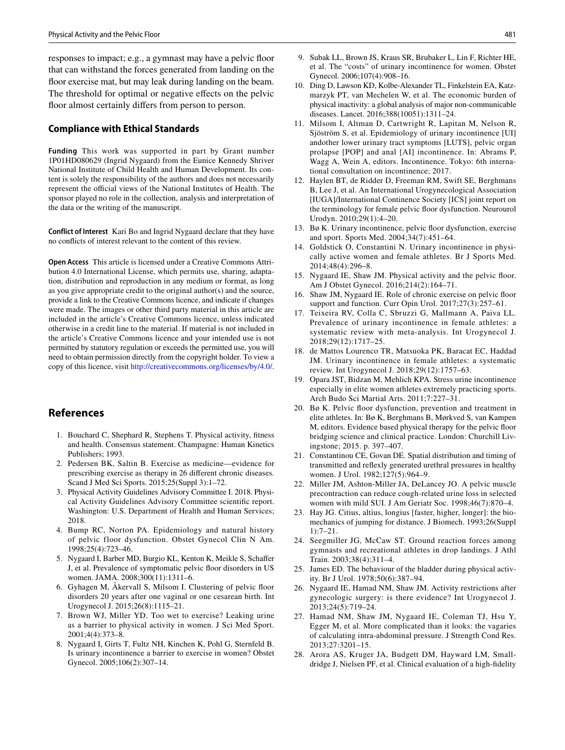responses to impact; e.g., a gymnast may have a pelvic floor that can withstand the forces generated from landing on the floor exercise mat, but may leak during landing on the beam. The threshold for optimal or negative effects on the pelvic floor almost certainly differs from person to person.

## Compliance with Ethical Standards

**Funding** This work was supported in part by Grant number 1P01HD080629 (Ingrid Nygaard) from the Eunice Kennedy Shriver National Institute of Child Health and Human Development. Its content is solely the responsibility of the authors and does not necessarily represent the official views of the National Institutes of Health. The sponsor played no role in the collection, analysis and interpretation of the data or the writing of the manuscript.

**Conflict of Interest** Kari Bo and Ingrid Nygaard declare that they have no conflicts of interest relevant to the content of this review.

**Open Access** This article is licensed under a Creative Commons Attribution 4.0 International License, which permits use, sharing, adaptation, distribution and reproduction in any medium or format, as long as you give appropriate credit to the original author(s) and the source, provide a link to the Creative Commons licence, and indicate if changes were made. The images or other third party material in this article are included in the article's Creative Commons licence, unless indicated otherwise in a credit line to the material. If material is not included in the article's Creative Commons licence and your intended use is not permitted by statutory regulation or exceeds the permitted use, you will need to obtain permission directly from the copyright holder. To view a copy of this licence, visit http://creativecommons.org/licenses/by/4.0/.

## References

1. Bouchard C, Shephard R, Stephens T. Physical activity, fitness and health. Consensus statement. Champagne: Human Kinetics Publishers; 1993.
2. Pedersen BK, Saltin B. Exercise as medicine—evidence for prescribing exercise as therapy in 26 different chronic diseases. Scand J Med Sci Sports. 2015;25(Suppl 3):1–72.
3. Physical Activity Guidelines Advisory Committee I. 2018. Physical Activity Guidelines Advisory Committee scientific report. Washington: U.S. Department of Health and Human Services; 2018.
4. Bump RC, Norton PA. Epidemiology and natural history of pelvic floor dysfunction. Obstet Gynecol Clin N Am. 1998;25(4):723–46.
5. Nygaard I, Barber MD, Burgio KL, Kenton K, Meikle S, Schaffer J, et al. Prevalence of symptomatic pelvic floor disorders in US women. JAMA. 2008;300(11):1311–6.
6. Gyhagen M, Åkervall S, Milsom I. Clustering of pelvic floor disorders 20 years after one vaginal or one cesarean birth. Int Urogynecol J. 2015;26(8):1115–21.
7. Brown WJ, Miller YD. Too wet to exercise? Leaking urine as a barrier to physical activity in women. J Sci Med Sport. 2001;4(4):373–8.
8. Nygaard I, Girts T, Fultz NH, Kinchen K, Pohl G, Sternfeld B. Is urinary incontinence a barrier to exercise in women? Obstet Gynecol. 2005;106(2):307–14.
9. Subak LL, Brown JS, Kraus SR, Brubaker L, Lin F, Richter HE, et al. The "costs" of urinary incontinence for women. Obstet Gynecol. 2006;107(4):908–16.
10. Ding D, Lawson KD, Kolbe-Alexander TL, Finkelstein EA, Katzmarzyk PT, van Mechelen W, et al. The economic burden of physical inactivity: a global analysis of major non-communicable diseases. Lancet. 2016;388(10051):1311–24.
11. Milsom I, Altman D, Cartwright R, Lapitan M, Nelson R, Sjöström S, et al. Epidemiology of urinary incontinence [UI] andother lower urinary tract symptoms [LUTS], pelvic organ prolapse [POP] and anal [AI] incontinence. In: Abrams P, Wagg A, Wein A, editors. Incontinence. Tokyo: 6th international consultation on incontinence; 2017.
12. Haylen BT, de Ridder D, Freeman RM, Swift SE, Berghmans B, Lee J, et al. An International Urogynecological Association [IUGA]/International Continence Society [ICS] joint report on the terminology for female pelvic floor dysfunction. Neurourol Urodyn. 2010;29(1):4–20.
13. Bø K. Urinary incontinence, pelvic floor dysfunction, exercise and sport. Sports Med. 2004;34(7):451–64.
14. Goldstick O, Constantini N. Urinary incontinence in physically active women and female athletes. Br J Sports Med. 2014;48(4):296–8.
15. Nygaard IE, Shaw JM. Physical activity and the pelvic floor. Am J Obstet Gynecol. 2016;214(2):164–71.
16. Shaw JM, Nygaard IE. Role of chronic exercise on pelvic floor support and function. Curr Opin Urol. 2017;27(3):257–61.
17. Teixeira RV, Colla C, Sbruzzi G, Mallmann A, Paiva LL. Prevalence of urinary incontinence in female athletes: a systematic review with meta-analysis. Int Urogynecol J. 2018;29(12):1717–25.
18. de Mattos Lourenco TR, Matsuoka PK, Baracat EC, Haddad JM. Urinary incontinence in female athletes: a systematic review. Int Urogynecol J. 2018;29(12):1757–63.
19. Opara JST, Bidzan M, Mehlich KPA. Stress urine incontinence especially in elite women athletes extremely practicing sports. Arch Budo Sci Martial Arts. 2011;7:227–31.
20. Bø K. Pelvic floor dysfunction, prevention and treatment in elite athletes. In: Bø K, Berghmans B, Mørkved S, van Kampen M, editors. Evidence based physical therapy for the pelvic floor bridging science and clinical practice. London: Churchill Livingstone; 2015. p. 397–407.
21. Constantinou CE, Govan DE. Spatial distribution and timing of transmitted and reflexly generated urethral pressures in healthy women. J Urol. 1982;127(5):964–9.
22. Miller JM, Ashton-Miller JA, DeLancey JO. A pelvic muscle precontraction can reduce cough-related urine loss in selected women with mild SUI. J Am Geriatr Soc. 1998;46(7):870–4.
23. Hay JG. Citius, altius, longius [faster, higher, longer]: the biomechanics of jumping for distance. J Biomech. 1993;26(Suppl 1):7–21.
24. Seegmiller JG, McCaw ST. Ground reaction forces among gymnasts and recreational athletes in drop landings. J Athl Train. 2003;38(4):311–4.
25. James ED. The behaviour of the bladder during physical activity. Br J Urol. 1978;50(6):387–94.
26. Nygaard IE, Hamad NM, Shaw JM. Activity restrictions after gynecologic surgery: is there evidence? Int Urogynecol J. 2013;24(5):719–24.
27. Hamad NM, Shaw JM, Nygaard IE, Coleman TJ, Hsu Y, Egger M, et al. More complicated than it looks: the vagaries of calculating intra-abdominal pressure. J Strength Cond Res. 2013;27:3201–15.
28. Arora AS, Kruger JA, Budgett DM, Hayward LM, Smalldridge J, Nielsen PF, et al. Clinical evaluation of a high-fidelity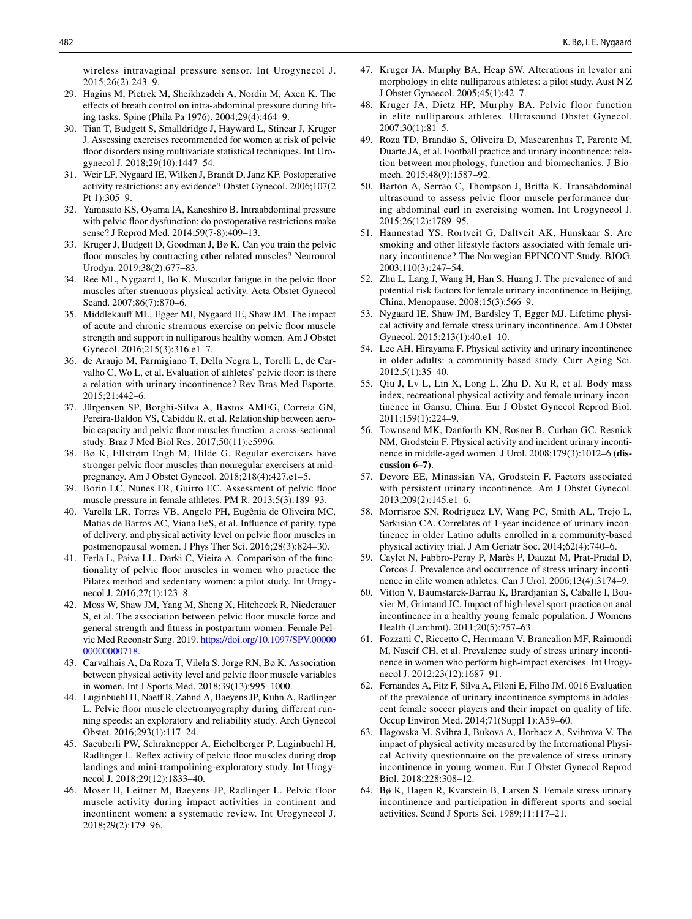wireless intravaginal pressure sensor. Int Urogynecol J. 2015;26(2):243–9.

29. Hagins M, Pietrek M, Sheikhzadeh A, Nordin M, Axen K. The effects of breath control on intra-abdominal pressure during lifting tasks. Spine (Phila Pa 1976). 2004;29(4):464–9.
30. Tian T, Budgett S, Smalldridge J, Hayward L, Stinear J, Kruger J. Assessing exercises recommended for women at risk of pelvic floor disorders using multivariate statistical techniques. Int Urogynecol J. 2018;29(10):1447–54.
31. Weir LF, Nygaard IE, Wilken J, Brandt D, Janz KF. Postoperative activity restrictions: any evidence? Obstet Gynecol. 2006;107(2 Pt 1):305–9.
32. Yamasato KS, Oyama IA, Kaneshiro B. Intraabdominal pressure with pelvic floor dysfunction: do postoperative restrictions make sense? J Reprod Med. 2014;59(7-8):409–13.
33. Kruger J, Budgett D, Goodman J, Bø K. Can you train the pelvic floor muscles by contracting other related muscles? Neurourol Urodyn. 2019;38(2):677–83.
34. Ree ML, Nygaard I, Bo K. Muscular fatigue in the pelvic floor muscles after strenuous physical activity. Acta Obstet Gynecol Scand. 2007;86(7):870–6.
35. Middlekauff ML, Egger MJ, Nygaard IE, Shaw JM. The impact of acute and chronic strenuous exercise on pelvic floor muscle strength and support in nulliparous healthy women. Am J Obstet Gynecol. 2016;215(3):316.e1–7.
36. de Araujo M, Parmigiano T, Della Negra L, Torelli L, de Carvalho C, Wo L, et al. Evaluation of athletes' pelvic floor: is there a relation with urinary incontinence? Rev Bras Med Esporte. 2015;21:442–6.
37. Jürgensen SP, Borghi-Silva A, Bastos AMFG, Correia GN, Pereira-Baldon VS, Cabiddu R, et al. Relationship between aerobic capacity and pelvic floor muscles function: a cross-sectional study. Braz J Med Biol Res. 2017;50(11):e5996.
38. Bø K, Ellstrøm Engh M, Hilde G. Regular exercisers have stronger pelvic floor muscles than nonregular exercisers at midpregnancy. Am J Obstet Gynecol. 2018;218(4):427.e1–5.
39. Borin LC, Nunes FR, Guirro EC. Assessment of pelvic floor muscle pressure in female athletes. PM R. 2013;5(3):189–93.
40. Varella LR, Torres VB, Angelo PH, Eugênia de Oliveira MC, Matias de Barros AC, Viana EeS, et al. Influence of parity, type of delivery, and physical activity level on pelvic floor muscles in postmenopausal women. J Phys Ther Sci. 2016;28(3):824–30.
41. Ferla L, Paiva LL, Darki C, Vieira A. Comparison of the functionality of pelvic floor muscles in women who practice the Pilates method and sedentary women: a pilot study. Int Urogynecol J. 2016;27(1):123–8.
42. Moss W, Shaw JM, Yang M, Sheng X, Hitchcock R, Niederauer S, et al. The association between pelvic floor muscle force and general strength and fitness in postpartum women. Female Pelvic Med Reconstr Surg. 2019. https://doi.org/10.1097/SPV.0000000000000718.
43. Carvalhais A, Da Roza T, Vilela S, Jorge RN, Bø K. Association between physical activity level and pelvic floor muscle variables in women. Int J Sports Med. 2018;39(13):995–1000.
44. Luginbuehl H, Naeff R, Zahnd A, Baeyens JP, Kuhn A, Radlinger L. Pelvic floor muscle electromyography during different running speeds: an exploratory and reliability study. Arch Gynecol Obstet. 2016;293(1):117–24.
45. Saeuberli PW, Schraknepper A, Eichelberger P, Luginbuehl H, Radlinger L. Reflex activity of pelvic floor muscles during drop landings and mini-trampolining-exploratory study. Int Urogynecol J. 2018;29(12):1833–40.
46. Moser H, Leitner M, Baeyens JP, Radlinger L. Pelvic floor muscle activity during impact activities in continent and incontinent women: a systematic review. Int Urogynecol J. 2018;29(2):179–96.
47. Kruger JA, Murphy BA, Heap SW. Alterations in levator ani morphology in elite nulliparous athletes: a pilot study. Aust N Z J Obstet Gynaecol. 2005;45(1):42–7.
48. Kruger JA, Dietz HP, Murphy BA. Pelvic floor function in elite nulliparous athletes. Ultrasound Obstet Gynecol. 2007;30(1):81–5.
49. Roza TD, Brandão S, Oliveira D, Mascarenhas T, Parente M, Duarte JA, et al. Football practice and urinary incontinence: relation between morphology, function and biomechanics. J Biomech. 2015;48(9):1587–92.
50. Barton A, Serrao C, Thompson J, Briffa K. Transabdominal ultrasound to assess pelvic floor muscle performance during abdominal curl in exercising women. Int Urogynecol J. 2015;26(12):1789–95.
51. Hannestad YS, Rortveit G, Daltveit AK, Hunskaar S. Are smoking and other lifestyle factors associated with female urinary incontinence? The Norwegian EPINCONT Study. BJOG. 2003;110(3):247–54.
52. Zhu L, Lang J, Wang H, Han S, Huang J. The prevalence of and potential risk factors for female urinary incontinence in Beijing, China. Menopause. 2008;15(3):566–9.
53. Nygaard IE, Shaw JM, Bardsley T, Egger MJ. Lifetime physical activity and female stress urinary incontinence. Am J Obstet Gynecol. 2015;213(1):40.e1–10.
54. Lee AH, Hirayama F. Physical activity and urinary incontinence in older adults: a community-based study. Curr Aging Sci. 2012;5(1):35–40.
55. Qiu J, Lv L, Lin X, Long L, Zhu D, Xu R, et al. Body mass index, recreational physical activity and female urinary incontinence in Gansu, China. Eur J Obstet Gynecol Reprod Biol. 2011;159(1):224–9.
56. Townsend MK, Danforth KN, Rosner B, Curhan GC, Resnick NM, Grodstein F. Physical activity and incident urinary incontinence in middle-aged women. J Urol. 2008;179(3):1012–6 **(discussion 6–7)**.
57. Devore EE, Minassian VA, Grodstein F. Factors associated with persistent urinary incontinence. Am J Obstet Gynecol. 2013;209(2):145.e1–6.
58. Morrisroe SN, Rodriguez LV, Wang PC, Smith AL, Trejo L, Sarkisian CA. Correlates of 1-year incidence of urinary incontinence in older Latino adults enrolled in a community-based physical activity trial. J Am Geriatr Soc. 2014;62(4):740–6.
59. Caylet N, Fabbro-Peray P, Marès P, Dauzat M, Prat-Pradal D, Corcos J. Prevalence and occurrence of stress urinary incontinence in elite women athletes. Can J Urol. 2006;13(4):3174–9.
60. Vitton V, Baumstarck-Barrau K, Brardjanian S, Caballe I, Bouvier M, Grimaud JC. Impact of high-level sport practice on anal incontinence in a healthy young female population. J Womens Health (Larchmt). 2011;20(5):757–63.
61. Fozzatti C, Riccetto C, Herrmann V, Brancalion MF, Raimondi M, Nascif CH, et al. Prevalence study of stress urinary incontinence in women who perform high-impact exercises. Int Urogynecol J. 2012;23(12):1687–91.
62. Fernandes A, Fitz F, Silva A, Filoni E, Filho JM. 0016 Evaluation of the prevalence of urinary incontinence symptoms in adolescent female soccer players and their impact on quality of life. Occup Environ Med. 2014;71(Suppl 1):A59–60.
63. Hagovska M, Svihra J, Bukova A, Horbacz A, Svihrova V. The impact of physical activity measured by the International Physical Activity questionnaire on the prevalence of stress urinary incontinence in young women. Eur J Obstet Gynecol Reprod Biol. 2018;228:308–12.
64. Bø K, Hagen R, Kvarstein B, Larsen S. Female stress urinary incontinence and participation in different sports and social activities. Scand J Sports Sci. 1989;11:117–21.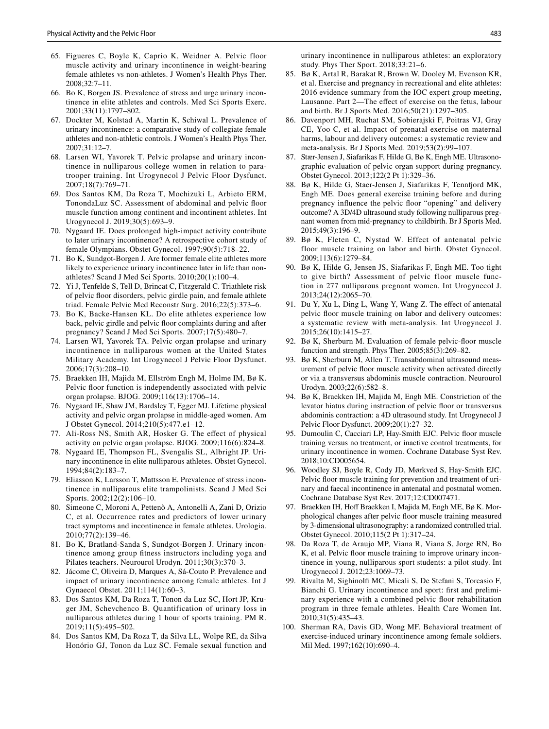65. Figueres C, Boyle K, Caprio K, Weidner A. Pelvic floor muscle activity and urinary incontinence in weight-bearing female athletes vs non-athletes. J Women's Health Phys Ther. 2008;32:7–11.
66. Bo K, Borgen JS. Prevalence of stress and urge urinary incontinence in elite athletes and controls. Med Sci Sports Exerc. 2001;33(11):1797–802.
67. Dockter M, Kolstad A, Martin K, Schiwal L. Prevalence of urinary incontinence: a comparative study of collegiate female athletes and non-athletic controls. J Women's Health Phys Ther. 2007;31:12–7.
68. Larsen WI, Yavorek T. Pelvic prolapse and urinary incontinence in nulliparous college women in relation to paratrooper training. Int Urogynecol J Pelvic Floor Dysfunct. 2007;18(7):769–71.
69. Dos Santos KM, Da Roza T, Mochizuki L, Arbieto ERM, TonondaLuz SC. Assessment of abdominal and pelvic floor muscle function among continent and incontinent athletes. Int Urogynecol J. 2019;30(5):693–9.
70. Nygaard IE. Does prolonged high-impact activity contribute to later urinary incontinence? A retrospective cohort study of female Olympians. Obstet Gynecol. 1997;90(5):718–22.
71. Bo K, Sundgot-Borgen J. Are former female elite athletes more likely to experience urinary incontinence later in life than non-athletes? Scand J Med Sci Sports. 2010;20(1):100–4.
72. Yi J, Tenfelde S, Tell D, Brincat C, Fitzgerald C. Triathlete risk of pelvic floor disorders, pelvic girdle pain, and female athlete triad. Female Pelvic Med Reconstr Surg. 2016;22(5):373–6.
73. Bo K, Backe-Hansen KL. Do elite athletes experience low back, pelvic girdle and pelvic floor complaints during and after pregnancy? Scand J Med Sci Sports. 2007;17(5):480–7.
74. Larsen WI, Yavorek TA. Pelvic organ prolapse and urinary incontinence in nulliparous women at the United States Military Academy. Int Urogynecol J Pelvic Floor Dysfunct. 2006;17(3):208–10.
75. Braekken IH, Majida M, Ellström Engh M, Holme IM, Bø K. Pelvic floor function is independently associated with pelvic organ prolapse. BJOG. 2009;116(13):1706–14.
76. Nygaard IE, Shaw JM, Bardsley T, Egger MJ. Lifetime physical activity and pelvic organ prolapse in middle-aged women. Am J Obstet Gynecol. 2014;210(5):477.e1–12.
77. Ali-Ross NS, Smith AR, Hosker G. The effect of physical activity on pelvic organ prolapse. BJOG. 2009;116(6):824–8.
78. Nygaard IE, Thompson FL, Svengalis SL, Albright JP. Urinary incontinence in elite nulliparous athletes. Obstet Gynecol. 1994;84(2):183–7.
79. Eliasson K, Larsson T, Mattsson E. Prevalence of stress incontinence in nulliparous elite trampolinists. Scand J Med Sci Sports. 2002;12(2):106–10.
80. Simeone C, Moroni A, Pettenò A, Antonelli A, Zani D, Orizio C, et al. Occurrence rates and predictors of lower urinary tract symptoms and incontinence in female athletes. Urologia. 2010;77(2):139–46.
81. Bo K, Bratland-Sanda S, Sundgot-Borgen J. Urinary incontinence among group fitness instructors including yoga and Pilates teachers. Neurourol Urodyn. 2011;30(3):370–3.
82. Jácome C, Oliveira D, Marques A, Sá-Couto P. Prevalence and impact of urinary incontinence among female athletes. Int J Gynaecol Obstet. 2011;114(1):60–3.
83. Dos Santos KM, Da Roza T, Tonon da Luz SC, Hort JP, Kruger JM, Schevchenco B. Quantification of urinary loss in nulliparous athletes during 1 hour of sports training. PM R. 2019;11(5):495–502.
84. Dos Santos KM, Da Roza T, da Silva LL, Wolpe RE, da Silva Honório GJ, Tonon da Luz SC. Female sexual function and urinary incontinence in nulliparous athletes: an exploratory study. Phys Ther Sport. 2018;33:21–6.
85. Bø K, Artal R, Barakat R, Brown W, Dooley M, Evenson KR, et al. Exercise and pregnancy in recreational and elite athletes: 2016 evidence summary from the IOC expert group meeting, Lausanne. Part 2—The effect of exercise on the fetus, labour and birth. Br J Sports Med. 2016;50(21):1297–305.
86. Davenport MH, Ruchat SM, Sobierajski F, Poitras VJ, Gray CE, Yoo C, et al. Impact of prenatal exercise on maternal harms, labour and delivery outcomes: a systematic review and meta-analysis. Br J Sports Med. 2019;53(2):99–107.
87. Stær-Jensen J, Siafarikas F, Hilde G, Bø K, Engh ME. Ultrasonographic evaluation of pelvic organ support during pregnancy. Obstet Gynecol. 2013;122(2 Pt 1):329–36.
88. Bø K, Hilde G, Staer-Jensen J, Siafarikas F, Tennfjord MK, Engh ME. Does general exercise training before and during pregnancy influence the pelvic floor "opening" and delivery outcome? A 3D/4D ultrasound study following nulliparous pregnant women from mid-pregnancy to childbirth. Br J Sports Med. 2015;49(3):196–9.
89. Bø K, Fleten C, Nystad W. Effect of antenatal pelvic floor muscle training on labor and birth. Obstet Gynecol. 2009;113(6):1279–84.
90. Bø K, Hilde G, Jensen JS, Siafarikas F, Engh ME. Too tight to give birth? Assessment of pelvic floor muscle function in 277 nulliparous pregnant women. Int Urogynecol J. 2013;24(12):2065–70.
91. Du Y, Xu L, Ding L, Wang Y, Wang Z. The effect of antenatal pelvic floor muscle training on labor and delivery outcomes: a systematic review with meta-analysis. Int Urogynecol J. 2015;26(10):1415–27.
92. Bø K, Sherburn M. Evaluation of female pelvic-floor muscle function and strength. Phys Ther. 2005;85(3):269–82.
93. Bø K, Sherburn M, Allen T. Transabdominal ultrasound measurement of pelvic floor muscle activity when activated directly or via a transversus abdominis muscle contraction. Neurourol Urodyn. 2003;22(6):582–8.
94. Bø K, Braekken IH, Majida M, Engh ME. Constriction of the levator hiatus during instruction of pelvic floor or transversus abdominis contraction: a 4D ultrasound study. Int Urogynecol J Pelvic Floor Dysfunct. 2009;20(1):27–32.
95. Dumoulin C, Cacciari LP, Hay-Smith EJC. Pelvic floor muscle training versus no treatment, or inactive control treatments, for urinary incontinence in women. Cochrane Database Syst Rev. 2018;10:CD005654.
96. Woodley SJ, Boyle R, Cody JD, Mørkved S, Hay-Smith EJC. Pelvic floor muscle training for prevention and treatment of urinary and faecal incontinence in antenatal and postnatal women. Cochrane Database Syst Rev. 2017;12:CD007471.
97. Braekken IH, Hoff Braekken I, Majida M, Engh ME, Bø K. Morphological changes after pelvic floor muscle training measured by 3-dimensional ultrasonography: a randomized controlled trial. Obstet Gynecol. 2010;115(2 Pt 1):317–24.
98. Da Roza T, de Araujo MP, Viana R, Viana S, Jorge RN, Bo K, et al. Pelvic floor muscle training to improve urinary incontinence in young, nulliparous sport students: a pilot study. Int Urogynecol J. 2012;23:1069–73.
99. Rivalta M, Sighinolfi MC, Micali S, De Stefani S, Torcasio F, Bianchi G. Urinary incontinence and sport: first and preliminary experience with a combined pelvic floor rehabilitation program in three female athletes. Health Care Women Int. 2010;31(5):435–43.
100. Sherman RA, Davis GD, Wong MF. Behavioral treatment of exercise-induced urinary incontinence among female soldiers. Mil Med. 1997;162(10):690–4.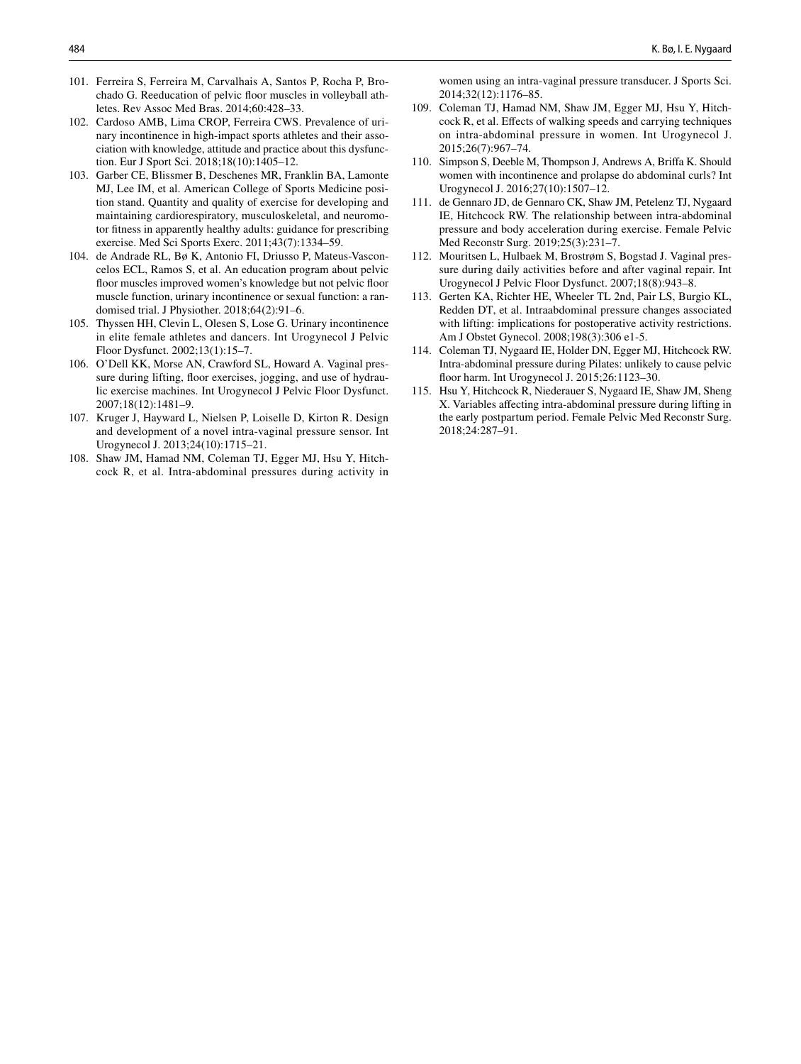101. Ferreira S, Ferreira M, Carvalhais A, Santos P, Rocha P, Brochado G. Reeducation of pelvic floor muscles in volleyball athletes. Rev Assoc Med Bras. 2014;60:428–33.
102. Cardoso AMB, Lima CROP, Ferreira CWS. Prevalence of urinary incontinence in high-impact sports athletes and their association with knowledge, attitude and practice about this dysfunction. Eur J Sport Sci. 2018;18(10):1405–12.
103. Garber CE, Blissmer B, Deschenes MR, Franklin BA, Lamonte MJ, Lee IM, et al. American College of Sports Medicine position stand. Quantity and quality of exercise for developing and maintaining cardiorespiratory, musculoskeletal, and neuromotor fitness in apparently healthy adults: guidance for prescribing exercise. Med Sci Sports Exerc. 2011;43(7):1334–59.
104. de Andrade RL, Bø K, Antonio FI, Driusso P, Mateus-Vasconcelos ECL, Ramos S, et al. An education program about pelvic floor muscles improved women's knowledge but not pelvic floor muscle function, urinary incontinence or sexual function: a randomised trial. J Physiother. 2018;64(2):91–6.
105. Thyssen HH, Clevin L, Olesen S, Lose G. Urinary incontinence in elite female athletes and dancers. Int Urogynecol J Pelvic Floor Dysfunct. 2002;13(1):15–7.
106. O'Dell KK, Morse AN, Crawford SL, Howard A. Vaginal pressure during lifting, floor exercises, jogging, and use of hydraulic exercise machines. Int Urogynecol J Pelvic Floor Dysfunct. 2007;18(12):1481–9.
107. Kruger J, Hayward L, Nielsen P, Loiselle D, Kirton R. Design and development of a novel intra-vaginal pressure sensor. Int Urogynecol J. 2013;24(10):1715–21.
108. Shaw JM, Hamad NM, Coleman TJ, Egger MJ, Hsu Y, Hitchcock R, et al. Intra-abdominal pressures during activity in women using an intra-vaginal pressure transducer. J Sports Sci. 2014;32(12):1176–85.
109. Coleman TJ, Hamad NM, Shaw JM, Egger MJ, Hsu Y, Hitchcock R, et al. Effects of walking speeds and carrying techniques on intra-abdominal pressure in women. Int Urogynecol J. 2015;26(7):967–74.
110. Simpson S, Deeble M, Thompson J, Andrews A, Briffa K. Should women with incontinence and prolapse do abdominal curls? Int Urogynecol J. 2016;27(10):1507–12.
111. de Gennaro JD, de Gennaro CK, Shaw JM, Petelenz TJ, Nygaard IE, Hitchcock RW. The relationship between intra-abdominal pressure and body acceleration during exercise. Female Pelvic Med Reconstr Surg. 2019;25(3):231–7.
112. Mouritsen L, Hulbaek M, Brostrøm S, Bogstad J. Vaginal pressure during daily activities before and after vaginal repair. Int Urogynecol J Pelvic Floor Dysfunct. 2007;18(8):943–8.
113. Gerten KA, Richter HE, Wheeler TL 2nd, Pair LS, Burgio KL, Redden DT, et al. Intraabdominal pressure changes associated with lifting: implications for postoperative activity restrictions. Am J Obstet Gynecol. 2008;198(3):306 e1-5.
114. Coleman TJ, Nygaard IE, Holder DN, Egger MJ, Hitchcock RW. Intra-abdominal pressure during Pilates: unlikely to cause pelvic floor harm. Int Urogynecol J. 2015;26:1123–30.
115. Hsu Y, Hitchcock R, Niederauer S, Nygaard IE, Shaw JM, Sheng X. Variables affecting intra-abdominal pressure during lifting in the early postpartum period. Female Pelvic Med Reconstr Surg. 2018;24:287–91.